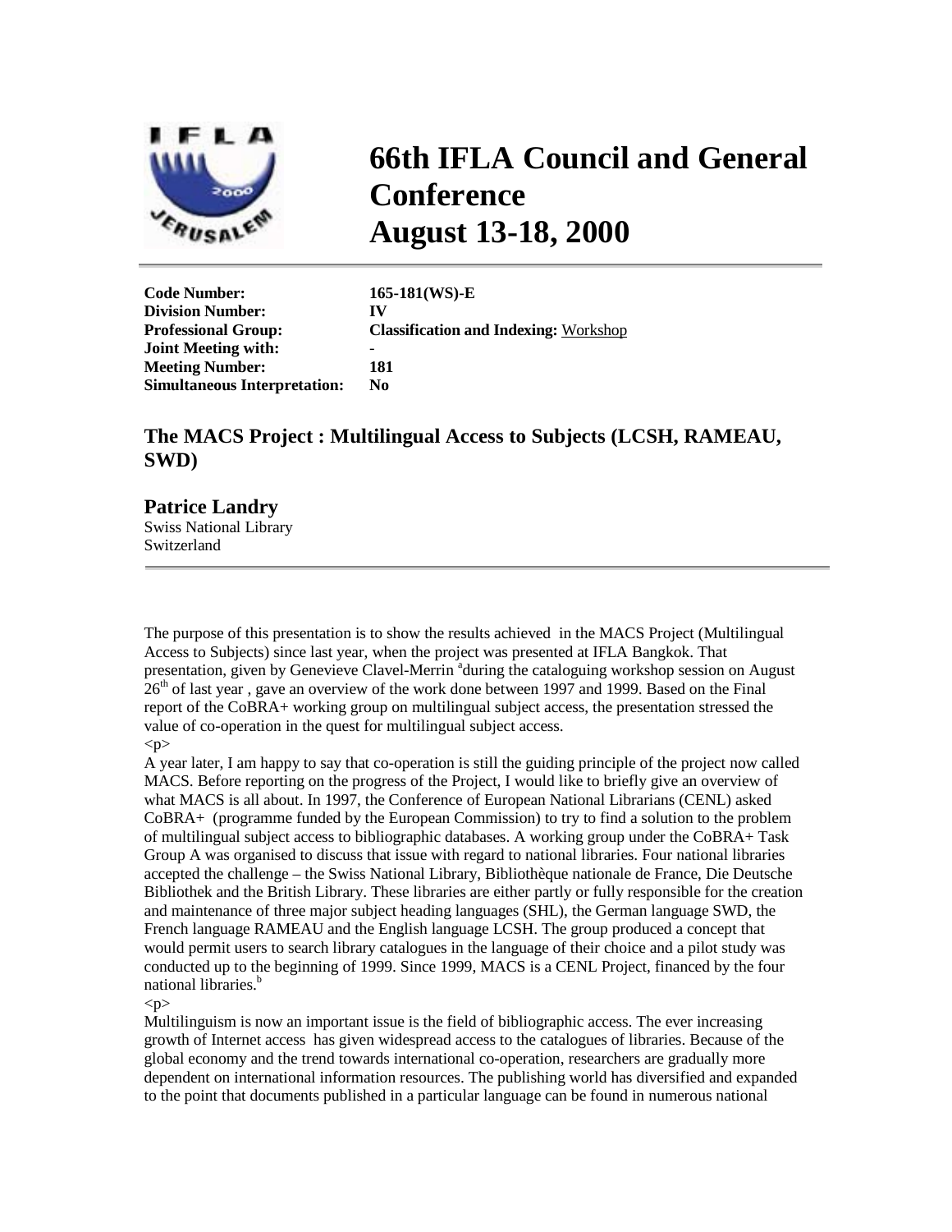# 66th IFLA Council and General Conference
# August 13-18, 2000

| | |
|---|---|
| **Code Number:** | **165-181(WS)-E** |
| **Division Number:** | **IV** |
| **Professional Group:** | **Classification and Indexing:** Workshop |
| **Joint Meeting with:** | **-** |
| **Meeting Number:** | **181** |
| **Simultaneous Interpretation:** | **No** |

## The MACS Project : Multilingual Access to Subjects (LCSH, RAMEAU, SWD)

### Patrice Landry

Swiss National Library
Switzerland

The purpose of this presentation is to show the results achieved in the MACS Project (Multilingual Access to Subjects) since last year, when the project was presented at IFLA Bangkok. That presentation, given by Genevieve Clavel-Merrin [a]during the cataloguing workshop session on August 26th of last year , gave an overview of the work done between 1997 and 1999. Based on the Final report of the CoBRA+ working group on multilingual subject access, the presentation stressed the value of co-operation in the quest for multilingual subject access.
<p>

A year later, I am happy to say that co-operation is still the guiding principle of the project now called MACS. Before reporting on the progress of the Project, I would like to briefly give an overview of what MACS is all about. In 1997, the Conference of European National Librarians (CENL) asked CoBRA+ (programme funded by the European Commission) to try to find a solution to the problem of multilingual subject access to bibliographic databases. A working group under the CoBRA+ Task Group A was organised to discuss that issue with regard to national libraries. Four national libraries accepted the challenge – the Swiss National Library, Bibliothèque nationale de France, Die Deutsche Bibliothek and the British Library. These libraries are either partly or fully responsible for the creation and maintenance of three major subject heading languages (SHL), the German language SWD, the French language RAMEAU and the English language LCSH. The group produced a concept that would permit users to search library catalogues in the language of their choice and a pilot study was conducted up to the beginning of 1999. Since 1999, MACS is a CENL Project, financed by the four national libraries.[b]
<p>

Multilinguism is now an important issue is the field of bibliographic access. The ever increasing growth of Internet access has given widespread access to the catalogues of libraries. Because of the global economy and the trend towards international co-operation, researchers are gradually more dependent on international information resources. The publishing world has diversified and expanded to the point that documents published in a particular language can be found in numerous national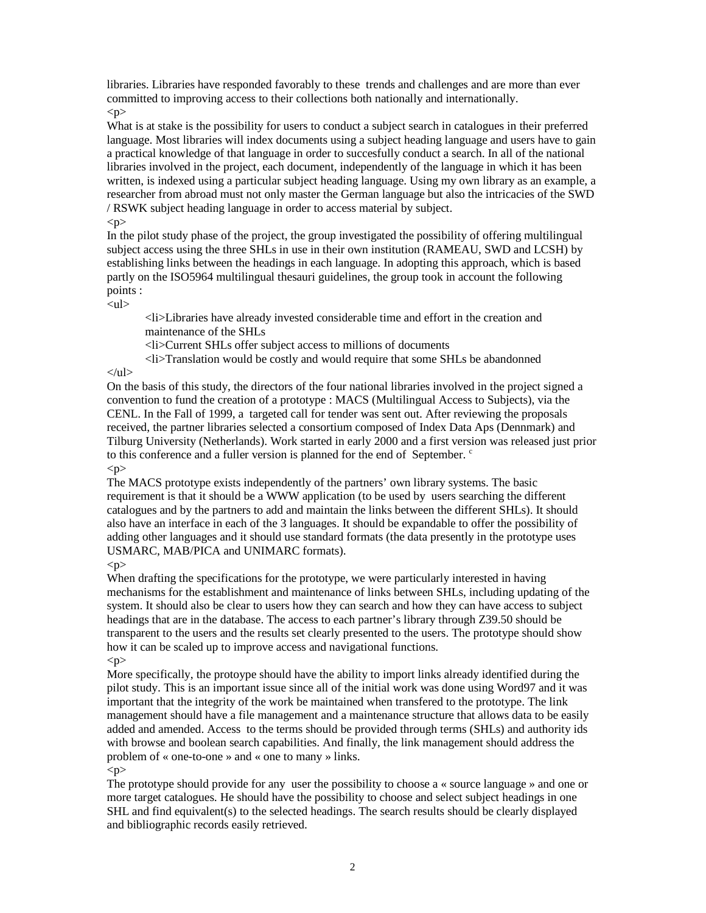libraries. Libraries have responded favorably to these trends and challenges and are more than ever committed to improving access to their collections both nationally and internationally.
<p>
What is at stake is the possibility for users to conduct a subject search in catalogues in their preferred language. Most libraries will index documents using a subject heading language and users have to gain a practical knowledge of that language in order to succesfully conduct a search. In all of the national libraries involved in the project, each document, independently of the language in which it has been written, is indexed using a particular subject heading language. Using my own library as an example, a researcher from abroad must not only master the German language but also the intricacies of the SWD / RSWK subject heading language in order to access material by subject.
<p>
In the pilot study phase of the project, the group investigated the possibility of offering multilingual subject access using the three SHLs in use in their own institution (RAMEAU, SWD and LCSH) by establishing links between the headings in each language. In adopting this approach, which is based partly on the ISO5964 multilingual thesauri guidelines, the group took in account the following points :
<ul>
<li>Libraries have already invested considerable time and effort in the creation and maintenance of the SHLs
<li>Current SHLs offer subject access to millions of documents
<li>Translation would be costly and would require that some SHLs be abandonned
</ul>
On the basis of this study, the directors of the four national libraries involved in the project signed a convention to fund the creation of a prototype : MACS (Multilingual Access to Subjects), via the CENL. In the Fall of 1999, a targeted call for tender was sent out. After reviewing the proposals received, the partner libraries selected a consortium composed of Index Data Aps (Dennmark) and Tilburg University (Netherlands). Work started in early 2000 and a first version was released just prior to this conference and a fuller version is planned for the end of September. [c]
<p>
The MACS prototype exists independently of the partners' own library systems. The basic requirement is that it should be a WWW application (to be used by users searching the different catalogues and by the partners to add and maintain the links between the different SHLs). It should also have an interface in each of the 3 languages. It should be expandable to offer the possibility of adding other languages and it should use standard formats (the data presently in the prototype uses USMARC, MAB/PICA and UNIMARC formats).
<p>
When drafting the specifications for the prototype, we were particularly interested in having mechanisms for the establishment and maintenance of links between SHLs, including updating of the system. It should also be clear to users how they can search and how they can have access to subject headings that are in the database. The access to each partner's library through Z39.50 should be transparent to the users and the results set clearly presented to the users. The prototype should show how it can be scaled up to improve access and navigational functions.
<p>
More specifically, the protoype should have the ability to import links already identified during the pilot study. This is an important issue since all of the initial work was done using Word97 and it was important that the integrity of the work be maintained when transfered to the prototype. The link management should have a file management and a maintenance structure that allows data to be easily added and amended. Access to the terms should be provided through terms (SHLs) and authority ids with browse and boolean search capabilities. And finally, the link management should address the problem of « one-to-one » and « one to many » links.
<p>
The prototype should provide for any user the possibility to choose a « source language » and one or more target catalogues. He should have the possibility to choose and select subject headings in one SHL and find equivalent(s) to the selected headings. The search results should be clearly displayed and bibliographic records easily retrieved.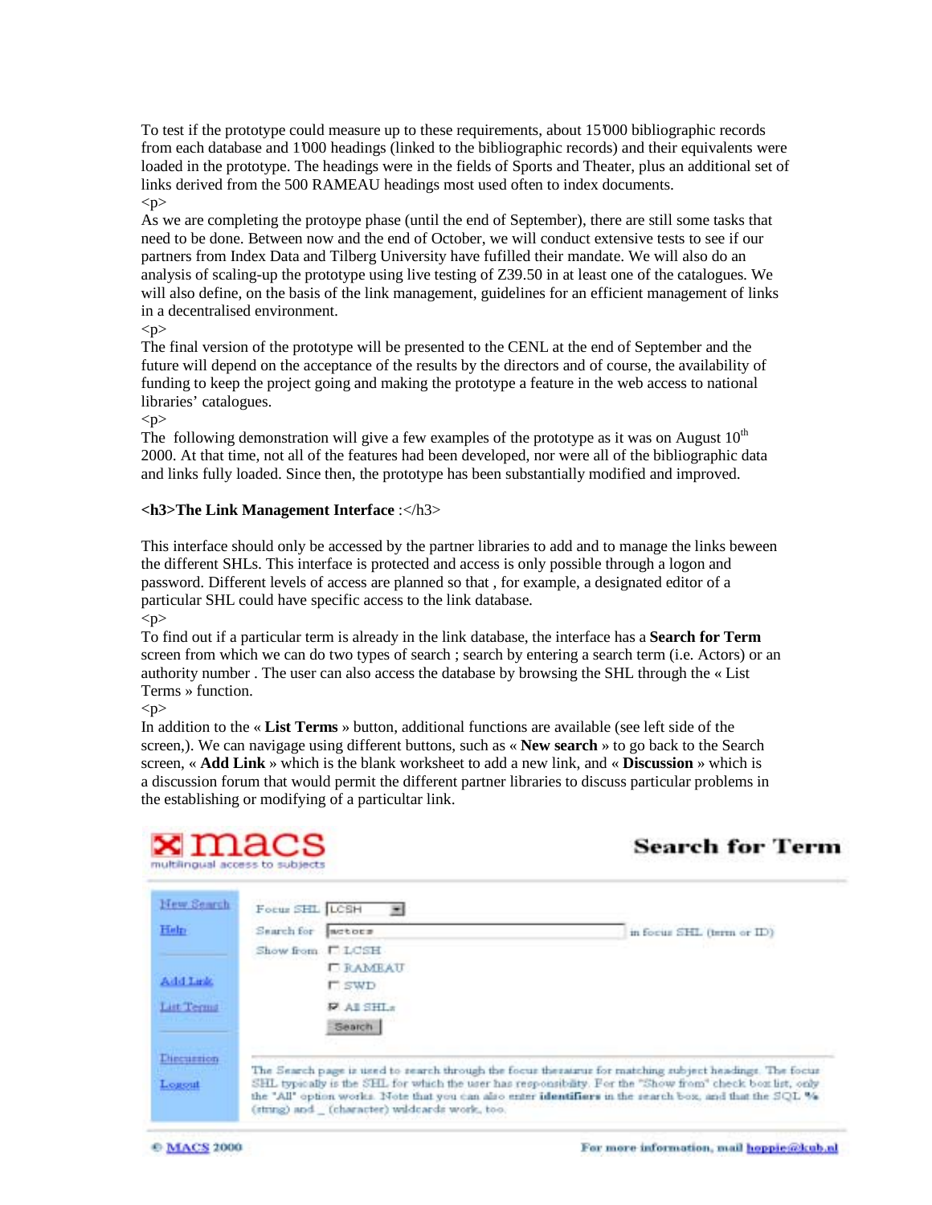To test if the prototype could measure up to these requirements, about 15'000 bibliographic records from each database and 1'000 headings (linked to the bibliographic records) and their equivalents were loaded in the prototype. The headings were in the fields of Sports and Theater, plus an additional set of links derived from the 500 RAMEAU headings most used often to index documents.
<p>
As we are completing the protoype phase (until the end of September), there are still some tasks that need to be done. Between now and the end of October, we will conduct extensive tests to see if our partners from Index Data and Tilberg University have fufilled their mandate. We will also do an analysis of scaling-up the prototype using live testing of Z39.50 in at least one of the catalogues. We will also define, on the basis of the link management, guidelines for an efficient management of links in a decentralised environment.
<p>
The final version of the prototype will be presented to the CENL at the end of September and the future will depend on the acceptance of the results by the directors and of course, the availability of funding to keep the project going and making the prototype a feature in the web access to national libraries' catalogues.
<p>
The following demonstration will give a few examples of the prototype as it was on August 10th 2000. At that time, not all of the features had been developed, nor were all of the bibliographic data and links fully loaded. Since then, the prototype has been substantially modified and improved.

**<h3>The Link Management Interface** :</h3>

This interface should only be accessed by the partner libraries to add and to manage the links beween the different SHLs. This interface is protected and access is only possible through a logon and password. Different levels of access are planned so that , for example, a designated editor of a particular SHL could have specific access to the link database.
<p>
To find out if a particular term is already in the link database, the interface has a **Search for Term** screen from which we can do two types of search ; search by entering a search term (i.e. Actors) or an authority number . The user can also access the database by browsing the SHL through the « List Terms » function.
<p>
In addition to the « **List Terms** » button, additional functions are available (see left side of the screen,). We can navigage using different buttons, such as « **New search** » to go back to the Search screen, « **Add Link** » which is the blank worksheet to add a new link, and « **Discussion** » which is a discussion forum that would permit the different partner libraries to discuss particular problems in the establishing or modifying of a particultar link.

macs
multilingual access to subjects

**Search for Term**

New Search
Help
Add Link
List Terms
Discussion
Logout

Focus SHL: LCSH
Search for: actors — in focus SHL (term or ID)
Show from: LCSH / RAMEAU / SWD / All SHLs
Search

The Search page is used to search through the focus thesaurus for matching subject headings. The focus SHL typically is the SHL for which the user has responsibility. For the "Show from" check box list, only the "All" option works. Note that you can also enter **identifiers** in the search box, and that the SQL % (string) and _ (character) wildcards work, too.

© MACS 2000 — For more information, mail hoppie@kub.nl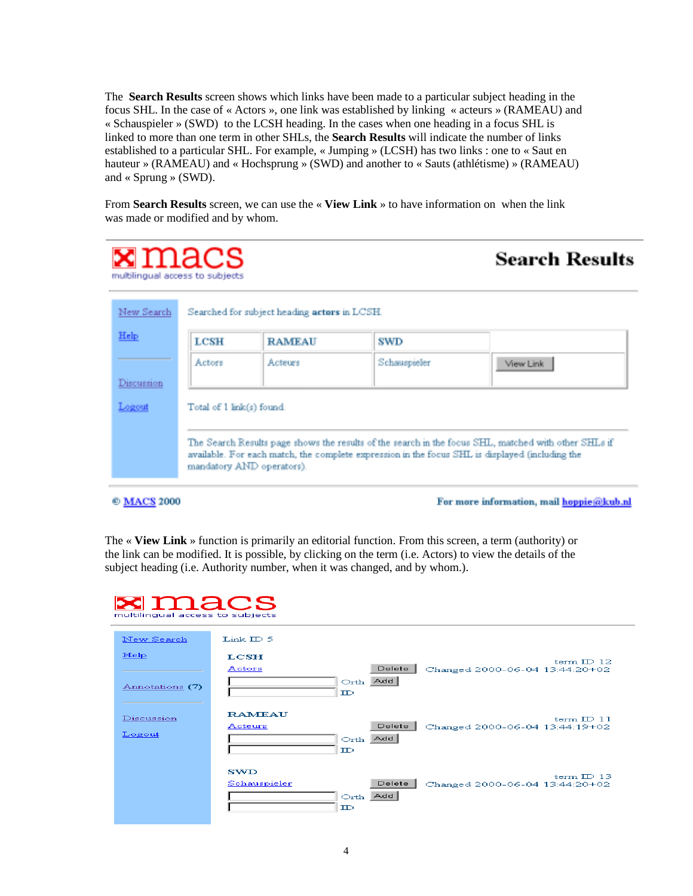The **Search Results** screen shows which links have been made to a particular subject heading in the focus SHL. In the case of « Actors », one link was established by linking « acteurs » (RAMEAU) and « Schauspieler » (SWD) to the LCSH heading. In the cases when one heading in a focus SHL is linked to more than one term in other SHLs, the **Search Results** will indicate the number of links established to a particular SHL. For example, « Jumping » (LCSH) has two links : one to « Saut en hauteur » (RAMEAU) and « Hochsprung » (SWD) and another to « Sauts (athlétisme) » (RAMEAU) and « Sprung » (SWD).

From **Search Results** screen, we can use the « **View Link** » to have information on when the link was made or modified and by whom.

macs
multilingual access to subjects

**Search Results**

New Search

Help

Discussion

Logout

Searched for subject heading **actors** in LCSH

| LCSH | RAMEAU | SWD | |
|---|---|---|---|
| Actors | Acteurs | Schauspieler | View Link |

Total of 1 link(s) found

The Search Results page shows the results of the search in the focus SHL, matched with other SHLs if available. For each match, the complete expression in the focus SHL is displayed (including the mandatory AND operators).

© MACS 2000

For more information, mail hoppie@kub.nl

The « **View Link** » function is primarily an editorial function. From this screen, a term (authority) or the link can be modified. It is possible, by clicking on the term (i.e. Actors) to view the details of the subject heading (i.e. Authority number, when it was changed, and by whom.).

macs
multilingual access to subjects

New Search

Help

Annotations (7)

Discussion

Logout

Link ID 5

LCSH
Actors — Delete — term ID 12 — Changed 2000-06-04 13:44:20+02
Orth — Add
ID

RAMEAU
Acteurs — Delete — term ID 11 — Changed 2000-06-04 13:44:19+02
Orth — Add
ID

SWD
Schauspieler — Delete — term ID 13 — Changed 2000-06-04 13:44:20+02
Orth — Add
ID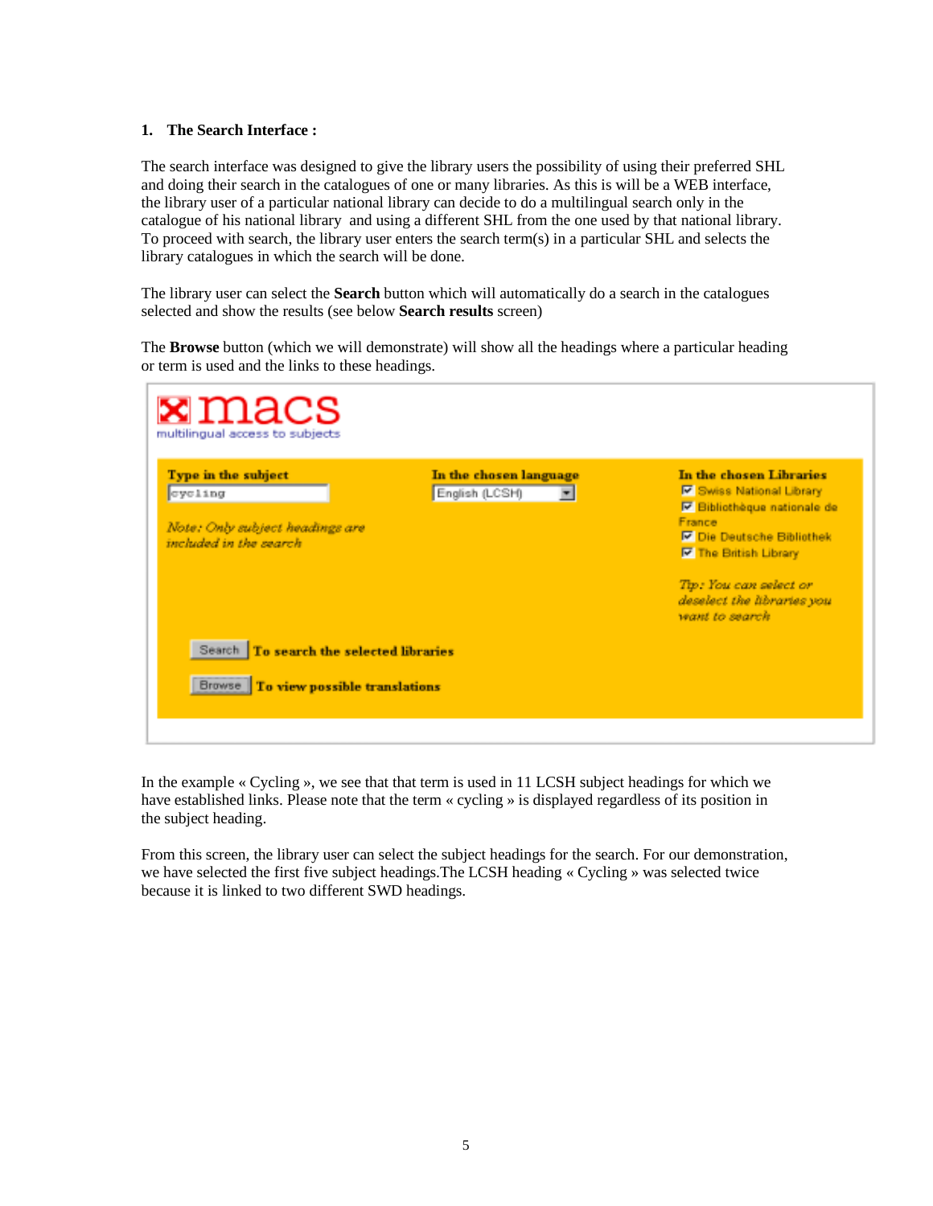**1. The Search Interface :**

The search interface was designed to give the library users the possibility of using their preferred SHL and doing their search in the catalogues of one or many libraries. As this is will be a WEB interface, the library user of a particular national library can decide to do a multilingual search only in the catalogue of his national library  and using a different SHL from the one used by that national library. To proceed with search, the library user enters the search term(s) in a particular SHL and selects the library catalogues in which the search will be done.

The library user can select the **Search** button which will automatically do a search in the catalogues selected and show the results (see below **Search results** screen)

The **Browse** button (which we will demonstrate) will show all the headings where a particular heading or term is used and the links to these headings.

macs
multilingual access to subjects

**Type in the subject**
cycling

*Note: Only subject headings are included in the search*

**In the chosen language**
English (LCSH)

**In the chosen Libraries**
- ☑ Swiss National Library
- ☑ Bibliothèque nationale de France
- ☑ Die Deutsche Bibliothek
- ☑ The British Library

*Tip: You can select or deselect the libraries you want to search*

Search **To search the selected libraries**

Browse **To view possible translations**

In the example « Cycling », we see that that term is used in 11 LCSH subject headings for which we have established links. Please note that the term « cycling » is displayed regardless of its position in the subject heading.

From this screen, the library user can select the subject headings for the search. For our demonstration, we have selected the first five subject headings.The LCSH heading « Cycling » was selected twice because it is linked to two different SWD headings.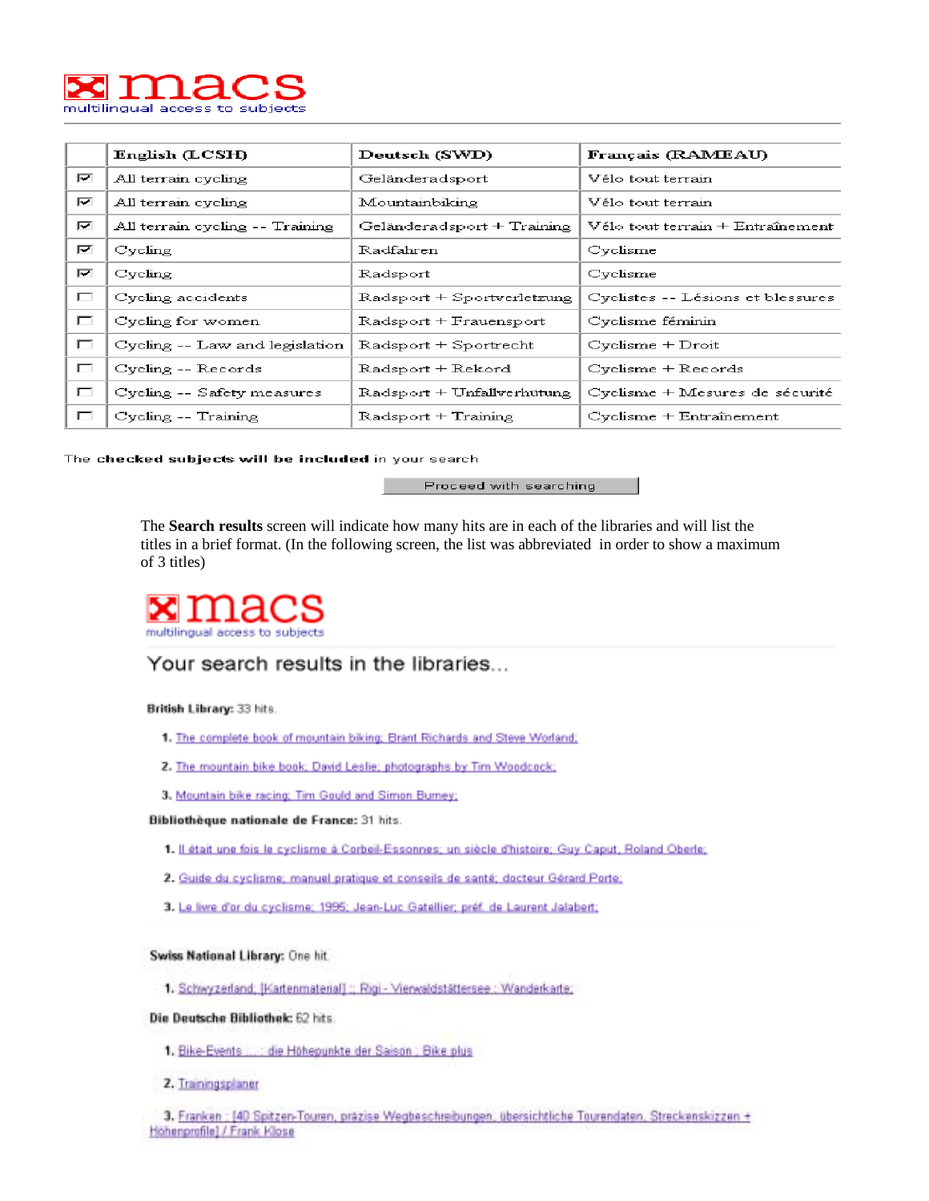**macs**
multilingual access to subjects

| | English (LCSH) | Deutsch (SWD) | Français (RAMEAU) |
|---|---|---|---|
| ☑ | All terrain cycling | Geländeradsport | Vélo tout terrain |
| ☑ | All terrain cycling | Mountainbiking | Vélo tout terrain |
| ☑ | All terrain cycling -- Training | Geländeradsport + Training | Vélo tout terrain + Entraînement |
| ☑ | Cycling | Radfahren | Cyclisme |
| ☑ | Cycling | Radsport | Cyclisme |
| ☐ | Cycling accidents | Radsport + Sportverletzung | Cyclistes -- Lésions et blessures |
| ☐ | Cycling for women | Radsport + Frauensport | Cyclisme féminin |
| ☐ | Cycling -- Law and legislation | Radsport + Sportrecht | Cyclisme + Droit |
| ☐ | Cycling -- Records | Radsport + Rekord | Cyclisme + Records |
| ☐ | Cycling -- Safety measures | Radsport + Unfallverhütung | Cyclisme + Mesures de sécurité |
| ☐ | Cycling -- Training | Radsport + Training | Cyclisme + Entraînement |

The **checked subjects will be included** in your search

[Proceed with searching]

The **Search results** screen will indicate how many hits are in each of the libraries and will list the titles in a brief format. (In the following screen, the list was abbreviated in order to show a maximum of 3 titles)

**macs**
multilingual access to subjects

## Your search results in the libraries...

**British Library:** 33 hits.

1. The complete book of mountain biking; Brant Richards and Steve Worland;
2. The mountain bike book; David Leslie; photographs by Tim Woodcock;
3. Mountain bike racing; Tim Gould and Simon Burney;

**Bibliothèque nationale de France:** 31 hits.

1. Il était une fois le cyclisme à Corbeil-Essonnes; un siècle d'histoire; Guy Caput, Roland Oberle;
2. Guide du cyclisme; manuel pratique et conseils de santé; docteur Gérard Porte;
3. Le livre d'or du cyclisme; 1995; Jean-Luc Gatellier; préf. de Laurent Jalabert;

**Swiss National Library:** One hit.

1. Schwyzerland; [Kartenmaterial] :: Rigi - Vierwaldstättersee : Wanderkarte;

**Die Deutsche Bibliothek:** 62 hits.

1. Bike-Events ... : die Höhepunkte der Saison : Bike plus
2. Trainingsplaner
3. Franken : [40 Spitzen-Touren, präzise Wegbeschreibungen, übersichtliche Tourendaten, Streckenskizzen + Höhenprofile] / Frank Klose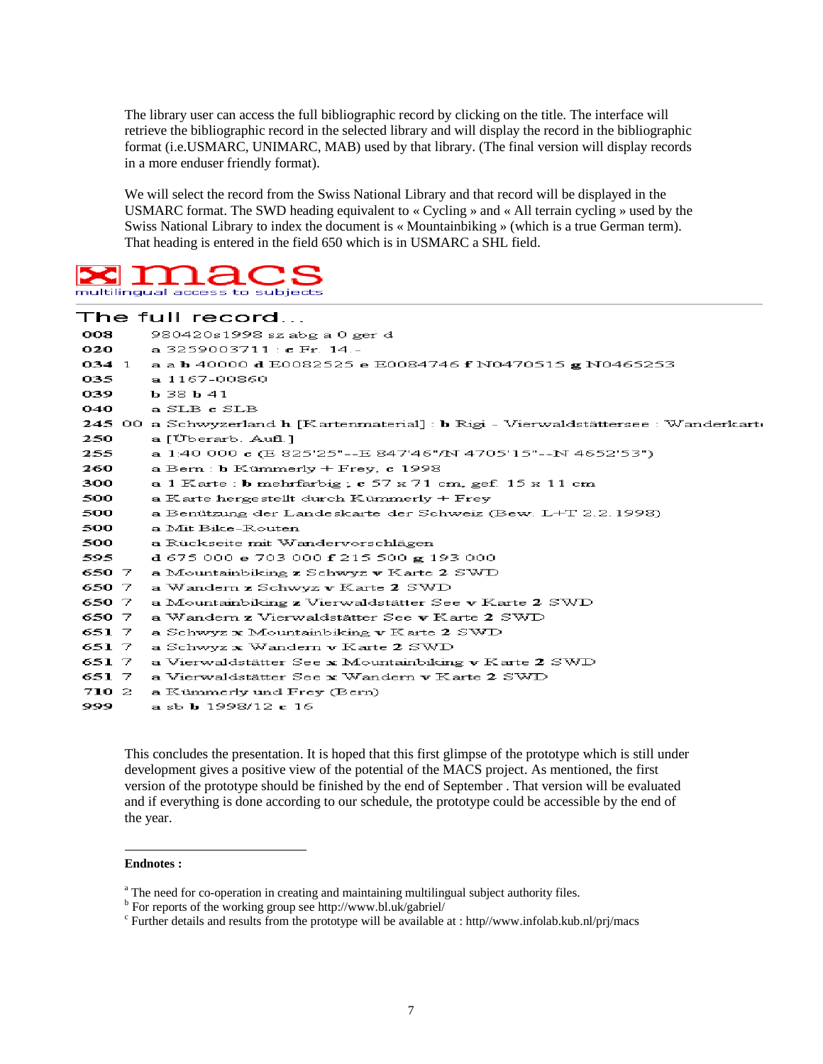The library user can access the full bibliographic record by clicking on the title. The interface will retrieve the bibliographic record in the selected library and will display the record in the bibliographic format (i.e.USMARC, UNIMARC, MAB) used by that library. (The final version will display records in a more enduser friendly format).

We will select the record from the Swiss National Library and that record will be displayed in the USMARC format. The SWD heading equivalent to « Cycling » and « All terrain cycling » used by the Swiss National Library to index the document is « Mountainbiking » (which is a true German term). That heading is entered in the field 650 which is in USMARC a SHL field.

**macs**
multilingual access to subjects

## The full record...

```
008       980420s1998 sz abg a 0 ger d
020       a 3259003711 : c Fr. 14.-
034  1    a a b 40000 d E0082525 e E0084746 f N0470515 g N0465253
035       a 1167-00860
039       b 38 b 41
040       a SLB c SLB
245  00   a Schwyzerland h [Kartenmaterial] : b Rigi - Vierwaldstättersee : Wanderkart
250       a [Überarb. Aufl.]
255       a 1:40 000 c (E 825'25"--E 847'46"/N 4705'15"--N 4652'53")
260       a Bern : b Kümmerly + Frey, c 1998
300       a 1 Karte : b mehrfarbig ; c 57 x 71 cm, gef. 15 x 11 cm
500       a Karte hergestellt durch Kümmerly + Frey
500       a Benützung der Landeskarte der Schweiz (Bew. L+T 2.2.1998)
500       a Mit Bike-Routen
500       a Rückseite mit Wandervorschlägen
595       d 675 000 e 703 000 f 215 500 g 193 000
650  7    a Mountainbiking z Schwyz v Karte 2 SWD
650  7    a Wandern z Schwyz v Karte 2 SWD
650  7    a Mountainbiking z Vierwaldstätter See v Karte 2 SWD
650  7    a Wandern z Vierwaldstätter See v Karte 2 SWD
651  7    a Schwyz x Mountainbiking v Karte 2 SWD
651  7    a Schwyz x Wandern v Karte 2 SWD
651  7    a Vierwaldstätter See x Mountainbiking v Karte 2 SWD
651  7    a Vierwaldstätter See x Wandern v Karte 2 SWD
710  2    a Kümmerly und Frey (Bern)
999       a sb b 1998/12 c 16
```

This concludes the presentation. It is hoped that this first glimpse of the prototype which is still under development gives a positive view of the potential of the MACS project. As mentioned, the first version of the prototype should be finished by the end of September . That version will be evaluated and if everything is done according to our schedule, the prototype could be accessible by the end of the year.

---

**Endnotes :**

[a] The need for co-operation in creating and maintaining multilingual subject authority files.

[b] For reports of the working group see http://www.bl.uk/gabriel/

[c] Further details and results from the prototype will be available at : http//www.infolab.kub.nl/prj/macs